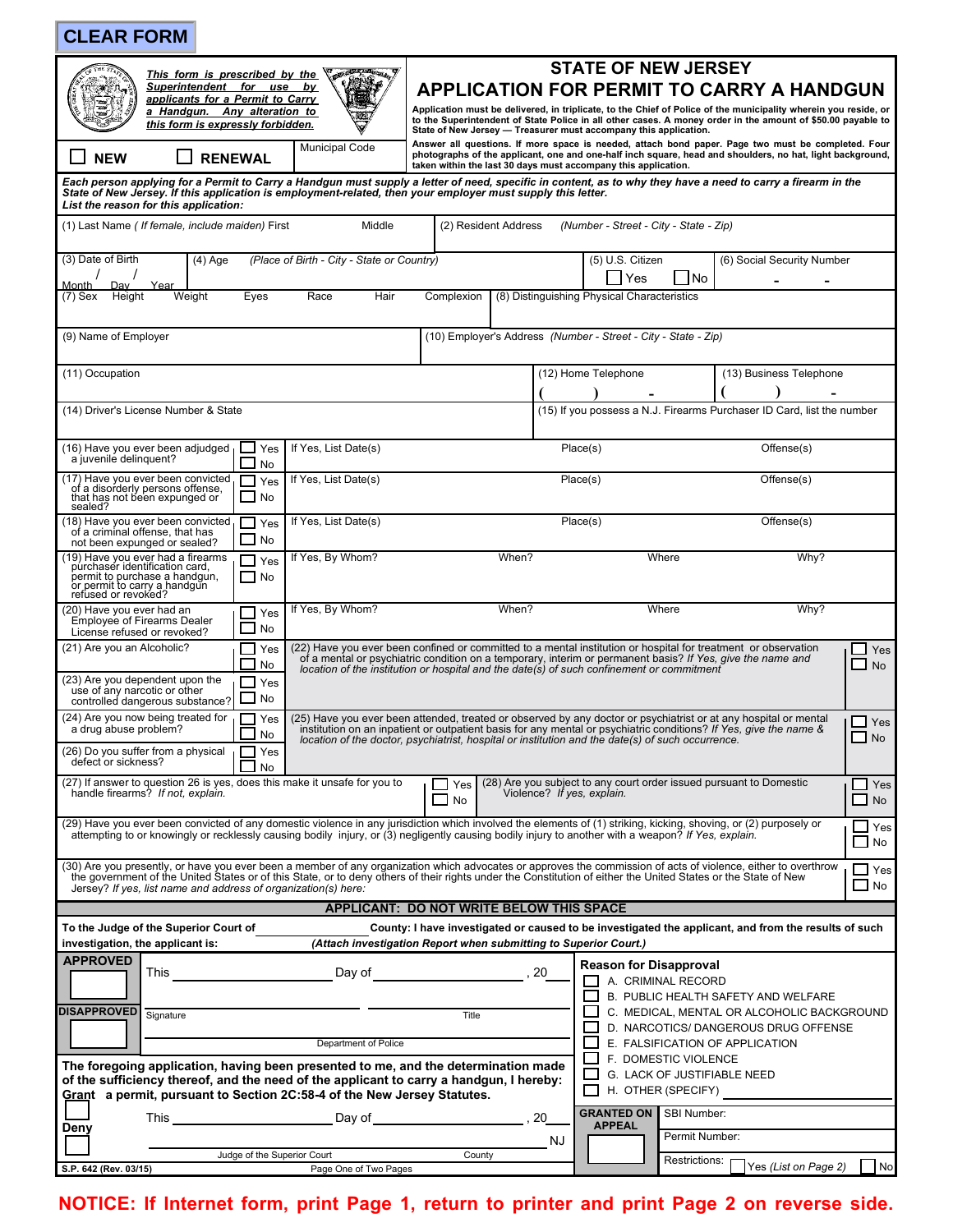CLEAR FORM

*This form is prescribed by the Superintendent for use by applicants for a Permit to Carry a Handgun. Any alteration to this form is expressly forbidden.*

# STATE OF NEW JERSEY
## APPLICATION FOR PERMIT TO CARRY A HANDGUN

**Application must be delivered, in triplicate, to the Chief of Police of the municipality wherein you reside, or to the Superintendent of State Police in all other cases. A money order in the amount of $50.00 payable to State of New Jersey — Treasurer must accompany this application.**

**Answer all questions. If more space is needed, attach bond paper. Page two must be completed. Four photographs of the applicant, one and one-half inch square, head and shoulders, no hat, light background, taken within the last 30 days must accompany this application.**

☐ NEW ☐ RENEWAL | Municipal Code

***Each person applying for a Permit to Carry a Handgun must supply a letter of need, specific in content, as to why they have a need to carry a firearm in the State of New Jersey. If this application is employment-related, then your employer must supply this letter.***

***List the reason for this application:***

| | |
|---|---|
| (1) Last Name *( If female, include maiden)* First Middle | (2) Resident Address *(Number - Street - City - State - Zip)* |
| (3) Date of Birth Month / Day / Year; (4) Age; *(Place of Birth - City - State or Country)*; (5) U.S. Citizen ☐ Yes ☐ No | (6) Social Security Number - - |
| (7) Sex Height Weight Eyes Race Hair Complexion | (8) Distinguishing Physical Characteristics |
| (9) Name of Employer | (10) Employer's Address *(Number - Street - City - State - Zip)* |
| (11) Occupation | (12) Home Telephone ( ) - ; (13) Business Telephone ( ) - |
| (14) Driver's License Number & State | (15) If you possess a N.J. Firearms Purchaser ID Card, list the number |

| Question | Answer | Details | | |
|---|---|---|---|---|
| (16) Have you ever been adjudged a juvenile delinquent? | ☐ Yes ☐ No | If Yes, List Date(s) | Place(s) | Offense(s) |
| (17) Have you ever been convicted of a disorderly persons offense, that has not been expunged or sealed? | ☐ Yes ☐ No | If Yes, List Date(s) | Place(s) | Offense(s) |
| (18) Have you ever been convicted of a criminal offense, that has not been expunged or sealed? | ☐ Yes ☐ No | If Yes, List Date(s) | Place(s) | Offense(s) |
| (19) Have you ever had a firearms purchaser identification card, permit to purchase a handgun, or permit to carry a handgun refused or revoked? | ☐ Yes ☐ No | If Yes, By Whom? When? | Where | Why? |
| (20) Have you ever had an Employee of Firearms Dealer License refused or revoked? | ☐ Yes ☐ No | If Yes, By Whom? When? | Where | Why? |

| Question | Answer | Question | Answer |
|---|---|---|---|
| (21) Are you an Alcoholic? | ☐ Yes ☐ No | (22) Have you ever been confined or committed to a mental institution or hospital for treatment or observation of a mental or psychiatric condition on a temporary, interim or permanent basis? *If Yes, give the name and location of the institution or hospital and the date(s) of such confinement or commitment* | ☐ Yes ☐ No |
| (23) Are you dependent upon the use of any narcotic or other controlled dangerous substance? | ☐ Yes ☐ No | | |
| (24) Are you now being treated for a drug abuse problem? | ☐ Yes ☐ No | (25) Have you ever been attended, treated or observed by any doctor or psychiatrist or at any hospital or mental institution on an inpatient or outpatient basis for any mental or psychiatric conditions? *If Yes, give the name & location of the doctor, psychiatrist, hospital or institution and the date(s) of such occurrence.* | ☐ Yes ☐ No |
| (26) Do you suffer from a physical defect or sickness? | ☐ Yes ☐ No | | |
| (27) If answer to question 26 is yes, does this make it unsafe for you to handle firearms? *If not, explain.* | ☐ Yes ☐ No | (28) Are you subject to any court order issued pursuant to Domestic Violence? *If yes, explain.* | ☐ Yes ☐ No |

(29) Have you ever been convicted of any domestic violence in any jurisdiction which involved the elements of (1) striking, kicking, shoving, or (2) purposely or attempting to or knowingly or recklessly causing bodily injury, or (3) negligently causing bodily injury to another with a weapon? *If Yes, explain.* ☐ Yes ☐ No

(30) Are you presently, or have you ever been a member of any organization which advocates or approves the commission of acts of violence, either to overthrow the government of the United States or of this State, or to deny others of their rights under the Constitution of either the United States or the State of New Jersey? *If yes, list name and address of organization(s) here:* ☐ Yes ☐ No

**APPLICANT: DO NOT WRITE BELOW THIS SPACE**

**To the Judge of the Superior Court of ______ County: I have investigated or caused to be investigated the applicant, and from the results of such investigation, the applicant is:** ***(Attach investigation Report when submitting to Superior Court.)***

**APPROVED** ☐ **DISAPPROVED** ☐

This ______ Day of ______ , 20 ___

Signature ______ Title ______

Department of Police ______

**Reason for Disapproval**

- ☐ A. CRIMINAL RECORD
- ☐ B. PUBLIC HEALTH SAFETY AND WELFARE
- ☐ C. MEDICAL, MENTAL OR ALCOHOLIC BACKGROUND
- ☐ D. NARCOTICS/ DANGEROUS DRUG OFFENSE
- ☐ E. FALSIFICATION OF APPLICATION
- ☐ F. DOMESTIC VIOLENCE
- ☐ G. LACK OF JUSTIFIABLE NEED
- ☐ H. OTHER (SPECIFY) ______

**The foregoing application, having been presented to me, and the determination made of the sufficiency thereof, and the need of the applicant to carry a handgun, I hereby:**
**Grant** ☐ **a permit, pursuant to Section 2C:58-4 of the New Jersey Statutes.**
**Deny** ☐

This ______ Day of ______ , 20 ___

Judge of the Superior Court ______ County ______ NJ

**GRANTED ON APPEAL** ☐

SBI Number:

Permit Number:

Restrictions: ☐ Yes *(List on Page 2)* ☐ No

S.P. 642 (Rev. 03/15)

**NOTICE: If Internet form, print Page 1, return to printer and print Page 2 on reverse side.**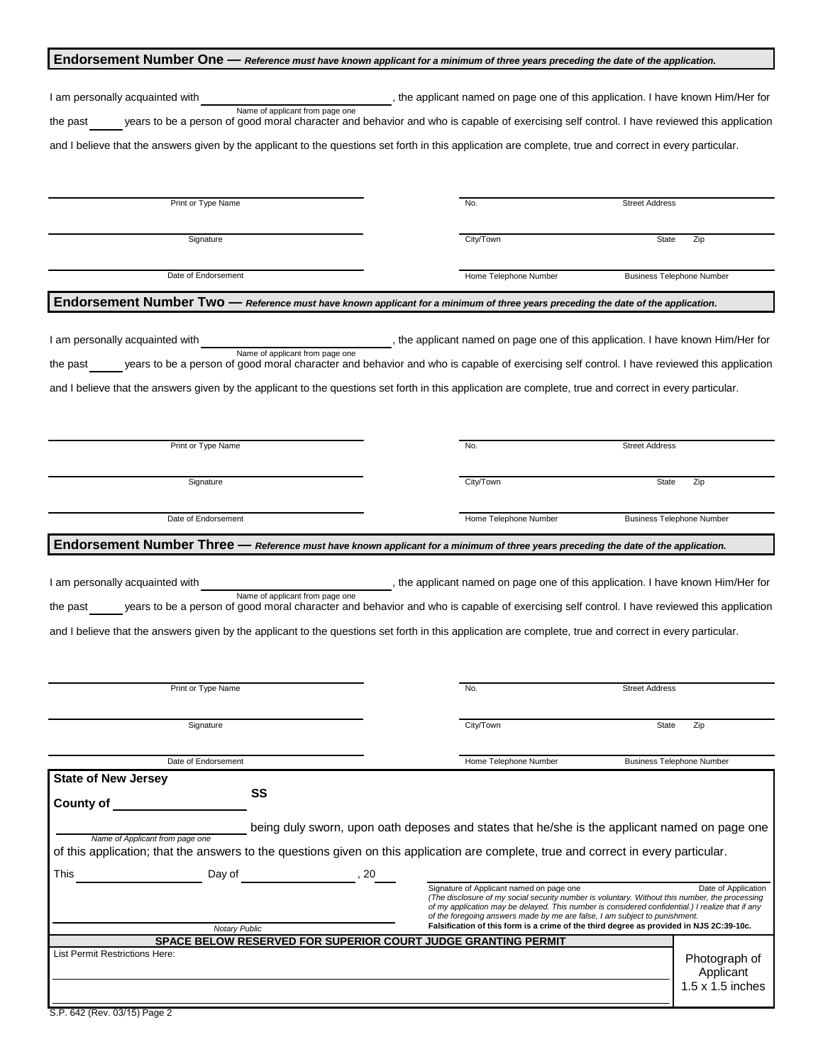## Endorsement Number One — *Reference must have known applicant for a minimum of three years preceding the date of the application.*

I am personally acquainted with ______________________________ (Name of applicant from page one), the applicant named on page one of this application. I have known Him/Her for the past _____ years to be a person of good moral character and behavior and who is capable of exercising self control. I have reviewed this application and I believe that the answers given by the applicant to the questions set forth in this application are complete, true and correct in every particular.

| | |
|---|---|
| Print or Type Name | No. Street Address |
| Signature | City/Town State Zip |
| Date of Endorsement | Home Telephone Number Business Telephone Number |

## Endorsement Number Two — *Reference must have known applicant for a minimum of three years preceding the date of the application.*

I am personally acquainted with ______________________________ (Name of applicant from page one), the applicant named on page one of this application. I have known Him/Her for the past _____ years to be a person of good moral character and behavior and who is capable of exercising self control. I have reviewed this application and I believe that the answers given by the applicant to the questions set forth in this application are complete, true and correct in every particular.

| | |
|---|---|
| Print or Type Name | No. Street Address |
| Signature | City/Town State Zip |
| Date of Endorsement | Home Telephone Number Business Telephone Number |

## Endorsement Number Three — *Reference must have known applicant for a minimum of three years preceding the date of the application.*

I am personally acquainted with ______________________________ (Name of applicant from page one), the applicant named on page one of this application. I have known Him/Her for the past _____ years to be a person of good moral character and behavior and who is capable of exercising self control. I have reviewed this application and I believe that the answers given by the applicant to the questions set forth in this application are complete, true and correct in every particular.

| | |
|---|---|
| Print or Type Name | No. Street Address |
| Signature | City/Town State Zip |
| Date of Endorsement | Home Telephone Number Business Telephone Number |

**State of New Jersey**

**County of** __________________ **SS**

______________________________ (*Name of Applicant from page one*) being duly sworn, upon oath deposes and states that he/she is the applicant named on page one of this application; that the answers to the questions given on this application are complete, true and correct in every particular.

This __________________ Day of __________________ , 20 ____

______________________________
*Notary Public*

______________________________
Signature of Applicant named on page one Date of Application

*(The disclosure of my social security number is voluntary. Without this number, the processing of my application may be delayed. This number is considered confidential.) I realize that if any of the foregoing answers made by me are false, I am subject to punishment.*

**Falsification of this form is a crime of the third degree as provided in NJS 2C:39-10c.**

**SPACE BELOW RESERVED FOR SUPERIOR COURT JUDGE GRANTING PERMIT**

List Permit Restrictions Here:

Photograph of Applicant 1.5 x 1.5 inches

S.P. 642 (Rev. 03/15) Page 2